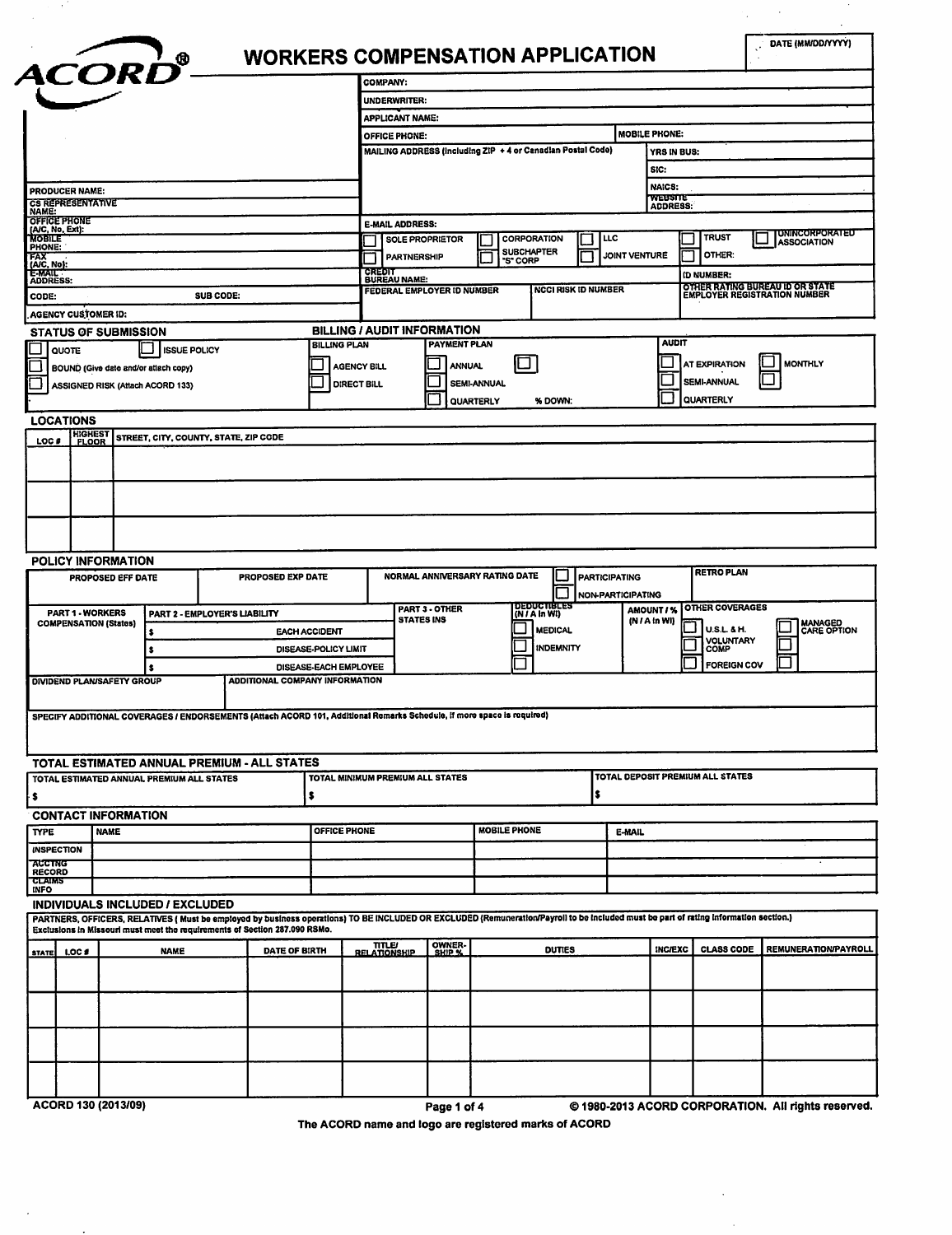# ACORD® WORKERS COMPENSATION APPLICATION

DATE (MM/DD/YYYY)

| | |
|---|---|
| | COMPANY: |
| | UNDERWRITER: |
| | APPLICANT NAME: |
| | OFFICE PHONE: / MOBILE PHONE: |
| | MAILING ADDRESS (including ZIP + 4 or Canadian Postal Code) / YRS IN BUS: / SIC: / NAICS: / WEBSITE ADDRESS: |
| PRODUCER NAME: | |
| CS REPRESENTATIVE NAME: | |
| OFFICE PHONE (A/C, No, Ext): | E-MAIL ADDRESS: |
| MOBILE PHONE: | ☐ SOLE PROPRIETOR ☐ CORPORATION ☐ LLC ☐ TRUST ☐ UNINCORPORATED ASSOCIATION |
| FAX (A/C, No): | ☐ PARTNERSHIP ☐ SUBCHAPTER "S" CORP ☐ JOINT VENTURE ☐ OTHER: |
| E-MAIL ADDRESS: | CREDIT BUREAU NAME: / ID NUMBER: |
| CODE: / SUB CODE: | FEDERAL EMPLOYER ID NUMBER / NCCI RISK ID NUMBER / OTHER RATING BUREAU ID OR STATE EMPLOYER REGISTRATION NUMBER |
| AGENCY CUSTOMER ID: | |

## STATUS OF SUBMISSION

☐ QUOTE ☐ ISSUE POLICY

☐ BOUND (Give date and/or attach copy)

☐ ASSIGNED RISK (Attach ACORD 133)

## BILLING / AUDIT INFORMATION

| BILLING PLAN | PAYMENT PLAN | | AUDIT | |
|---|---|---|---|---|
| ☐ AGENCY BILL | ☐ ANNUAL | ☐ | ☐ AT EXPIRATION | ☐ MONTHLY |
| ☐ DIRECT BILL | ☐ SEMI-ANNUAL | | ☐ SEMI-ANNUAL | ☐ |
| | ☐ QUARTERLY | % DOWN: | ☐ QUARTERLY | |

## LOCATIONS

| LOC # | HIGHEST FLOOR | STREET, CITY, COUNTY, STATE, ZIP CODE |
|---|---|---|
| | | |
| | | |
| | | |

## POLICY INFORMATION

| PROPOSED EFF DATE | PROPOSED EXP DATE | NORMAL ANNIVERSARY RATING DATE | ☐ PARTICIPATING ☐ NON-PARTICIPATING | RETRO PLAN |
|---|---|---|---|---|
| | | | | |

| PART 1 - WORKERS COMPENSATION (States) | PART 2 - EMPLOYER'S LIABILITY | | PART 3 - OTHER STATES INS | DEDUCTIBLES (N / A in WI) | AMOUNT / % (N / A in WI) | OTHER COVERAGES | |
|---|---|---|---|---|---|---|---|
| | $ | EACH ACCIDENT | | ☐ MEDICAL | | ☐ U.S.L. & H. | ☐ MANAGED CARE OPTION |
| | $ | DISEASE-POLICY LIMIT | | ☐ INDEMNITY | | ☐ VOLUNTARY COMP | ☐ |
| | $ | DISEASE-EACH EMPLOYEE | | ☐ | | ☐ FOREIGN COV | ☐ |

DIVIDEND PLAN/SAFETY GROUP

ADDITIONAL COMPANY INFORMATION

SPECIFY ADDITIONAL COVERAGES / ENDORSEMENTS (Attach ACORD 101, Additional Remarks Schedule, if more space is required)

## TOTAL ESTIMATED ANNUAL PREMIUM - ALL STATES

| TOTAL ESTIMATED ANNUAL PREMIUM ALL STATES | TOTAL MINIMUM PREMIUM ALL STATES | TOTAL DEPOSIT PREMIUM ALL STATES |
|---|---|---|
| $ | $ | $ |

## CONTACT INFORMATION

| TYPE | NAME | OFFICE PHONE | MOBILE PHONE | E-MAIL |
|---|---|---|---|---|
| INSPECTION | | | | |
| ACCTNG RECORD | | | | |
| CLAIMS INFO | | | | |

## INDIVIDUALS INCLUDED / EXCLUDED

PARTNERS, OFFICERS, RELATIVES ( Must be employed by business operations) TO BE INCLUDED OR EXCLUDED (Remuneration/Payroll to be included must be part of rating information section.) Exclusions in Missouri must meet the requirements of Section 287.090 RSMo.

| STATE | LOC # | NAME | DATE OF BIRTH | TITLE/ RELATIONSHIP | OWNER-SHIP % | DUTIES | INC/EXC | CLASS CODE | REMUNERATION/PAYROLL |
|---|---|---|---|---|---|---|---|---|---|
| | | | | | | | | | |
| | | | | | | | | | |
| | | | | | | | | | |
| | | | | | | | | | |

ACORD 130 (2013/09) © 1980-2013 ACORD CORPORATION. All rights reserved.

The ACORD name and logo are registered marks of ACORD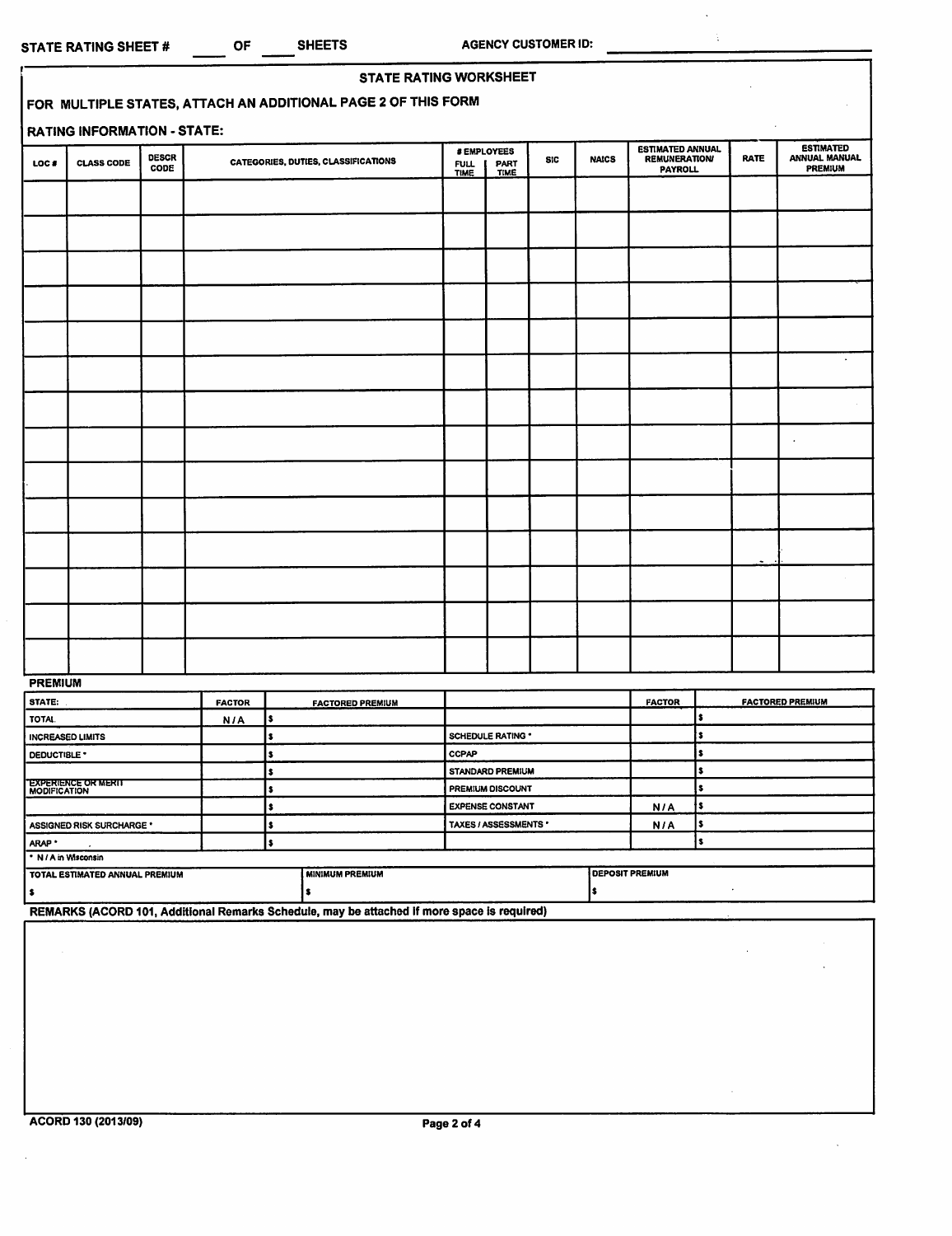STATE RATING SHEET # ____ OF ____ SHEETS

AGENCY CUSTOMER ID: ____________________

## STATE RATING WORKSHEET

**FOR MULTIPLE STATES, ATTACH AN ADDITIONAL PAGE 2 OF THIS FORM**

**RATING INFORMATION - STATE:**

| LOC # | CLASS CODE | DESCR CODE | CATEGORIES, DUTIES, CLASSIFICATIONS | # EMPLOYEES | | SIC | NAICS | ESTIMATED ANNUAL REMUNERATION/ PAYROLL | RATE | ESTIMATED ANNUAL MANUAL PREMIUM |
|---|---|---|---|---|---|---|---|---|---|---|
| | | | | FULL TIME | PART TIME | | | | | |
| | | | | | | | | | | |
| | | | | | | | | | | |
| | | | | | | | | | | |
| | | | | | | | | | | |
| | | | | | | | | | | |
| | | | | | | | | | | |
| | | | | | | | | | | |
| | | | | | | | | | | |
| | | | | | | | | | | |
| | | | | | | | | | | |
| | | | | | | | | | | |
| | | | | | | | | | | |
| | | | | | | | | | | |
| | | | | | | | | | | |

**PREMIUM**

| STATE: | FACTOR | FACTORED PREMIUM | | FACTOR | FACTORED PREMIUM |
|---|---|---|---|---|---|
| TOTAL | N / A | $ | | | $ |
| INCREASED LIMITS | | $ | SCHEDULE RATING * | | $ |
| DEDUCTIBLE * | | $ | CCPAP | | $ |
| | | $ | STANDARD PREMIUM | | $ |
| EXPERIENCE OR MERIT MODIFICATION | | $ | PREMIUM DISCOUNT | | $ |
| | | $ | EXPENSE CONSTANT | N / A | $ |
| ASSIGNED RISK SURCHARGE * | | $ | TAXES / ASSESSMENTS * | N / A | $ |
| ARAP * | | $ | | | $ |

\* N / A in Wisconsin

| TOTAL ESTIMATED ANNUAL PREMIUM | MINIMUM PREMIUM | DEPOSIT PREMIUM |
|---|---|---|
| $ | $ | $ |

**REMARKS (ACORD 101, Additional Remarks Schedule, may be attached if more space is required)**

ACORD 130 (2013/09)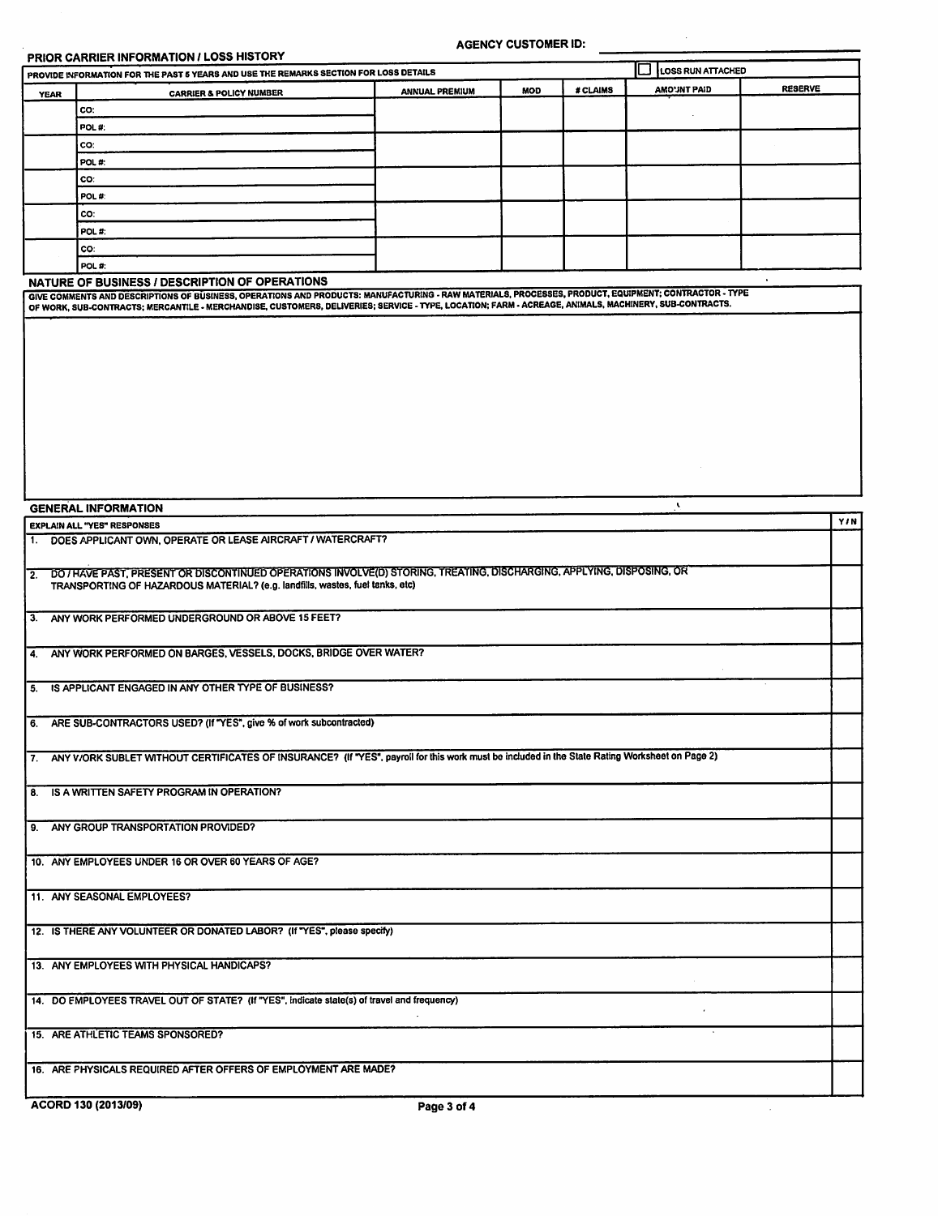AGENCY CUSTOMER ID:

## PRIOR CARRIER INFORMATION / LOSS HISTORY

PROVIDE INFORMATION FOR THE PAST 5 YEARS AND USE THE REMARKS SECTION FOR LOSS DETAILS

☐ LOSS RUN ATTACHED

| YEAR | CARRIER & POLICY NUMBER | ANNUAL PREMIUM | MOD | # CLAIMS | AMOUNT PAID | RESERVE |
|---|---|---|---|---|---|---|
| | CO: | | | | | |
| | POL #: | | | | | |
| | CO: | | | | | |
| | POL #: | | | | | |
| | CO: | | | | | |
| | POL #: | | | | | |
| | CO: | | | | | |
| | POL #: | | | | | |
| | CO: | | | | | |
| | POL #: | | | | | |

## NATURE OF BUSINESS / DESCRIPTION OF OPERATIONS

GIVE COMMENTS AND DESCRIPTIONS OF BUSINESS, OPERATIONS AND PRODUCTS: MANUFACTURING - RAW MATERIALS, PROCESSES, PRODUCT, EQUIPMENT; CONTRACTOR - TYPE OF WORK, SUB-CONTRACTS; MERCANTILE - MERCHANDISE, CUSTOMERS, DELIVERIES; SERVICE - TYPE, LOCATION; FARM - ACREAGE, ANIMALS, MACHINERY, SUB-CONTRACTS.

## GENERAL INFORMATION

| EXPLAIN ALL "YES" RESPONSES | Y / N |
|---|---|
| 1. DOES APPLICANT OWN, OPERATE OR LEASE AIRCRAFT / WATERCRAFT? | |
| 2. DO / HAVE PAST, PRESENT OR DISCONTINUED OPERATIONS INVOLVE(D) STORING, TREATING, DISCHARGING, APPLYING, DISPOSING, OR TRANSPORTING OF HAZARDOUS MATERIAL? (e.g. landfills, wastes, fuel tanks, etc) | |
| 3. ANY WORK PERFORMED UNDERGROUND OR ABOVE 15 FEET? | |
| 4. ANY WORK PERFORMED ON BARGES, VESSELS, DOCKS, BRIDGE OVER WATER? | |
| 5. IS APPLICANT ENGAGED IN ANY OTHER TYPE OF BUSINESS? | |
| 6. ARE SUB-CONTRACTORS USED? (If "YES", give % of work subcontracted) | |
| 7. ANY WORK SUBLET WITHOUT CERTIFICATES OF INSURANCE? (If "YES", payroll for this work must be included in the State Rating Worksheet on Page 2) | |
| 8. IS A WRITTEN SAFETY PROGRAM IN OPERATION? | |
| 9. ANY GROUP TRANSPORTATION PROVIDED? | |
| 10. ANY EMPLOYEES UNDER 16 OR OVER 60 YEARS OF AGE? | |
| 11. ANY SEASONAL EMPLOYEES? | |
| 12. IS THERE ANY VOLUNTEER OR DONATED LABOR? (If "YES", please specify) | |
| 13. ANY EMPLOYEES WITH PHYSICAL HANDICAPS? | |
| 14. DO EMPLOYEES TRAVEL OUT OF STATE? (If "YES", indicate state(s) of travel and frequency) | |
| 15. ARE ATHLETIC TEAMS SPONSORED? | |
| 16. ARE PHYSICALS REQUIRED AFTER OFFERS OF EMPLOYMENT ARE MADE? | |

ACORD 130 (2013/09)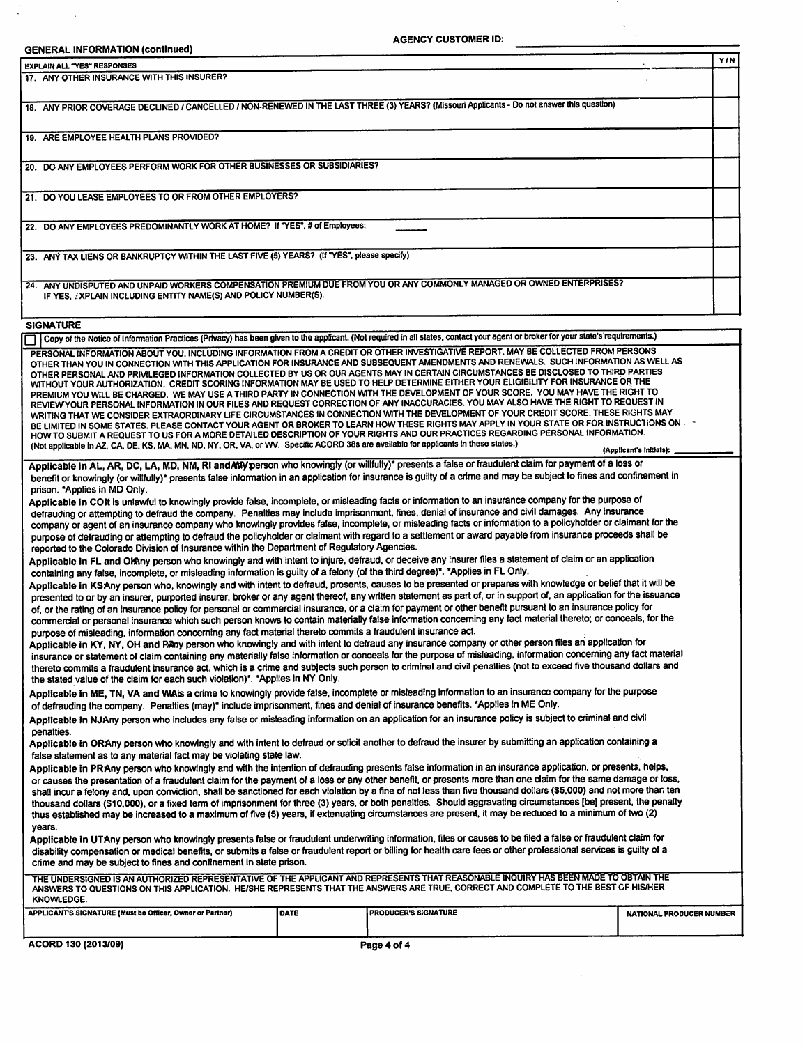**AGENCY CUSTOMER ID:** ______________

## GENERAL INFORMATION (continued)

| EXPLAIN ALL "YES" RESPONSES | Y / N |
|---|---|
| 17. ANY OTHER INSURANCE WITH THIS INSURER? | |
| 18. ANY PRIOR COVERAGE DECLINED / CANCELLED / NON-RENEWED IN THE LAST THREE (3) YEARS? (Missouri Applicants - Do not answer this question) | |
| 19. ARE EMPLOYEE HEALTH PLANS PROVIDED? | |
| 20. DO ANY EMPLOYEES PERFORM WORK FOR OTHER BUSINESSES OR SUBSIDIARIES? | |
| 21. DO YOU LEASE EMPLOYEES TO OR FROM OTHER EMPLOYERS? | |
| 22. DO ANY EMPLOYEES PREDOMINANTLY WORK AT HOME? If "YES", # of Employees: ______ | |
| 23. ANY TAX LIENS OR BANKRUPTCY WITHIN THE LAST FIVE (5) YEARS? (If "YES", please specify) | |
| 24. ANY UNDISPUTED AND UNPAID WORKERS COMPENSATION PREMIUM DUE FROM YOU OR ANY COMMONLY MANAGED OR OWNED ENTERPRISES? IF YES, EXPLAIN INCLUDING ENTITY NAME(S) AND POLICY NUMBER(S). | |

## SIGNATURE

☐ Copy of the Notice of Information Practices (Privacy) has been given to the applicant. (Not required in all states, contact your agent or broker for your state's requirements.)

PERSONAL INFORMATION ABOUT YOU, INCLUDING INFORMATION FROM A CREDIT OR OTHER INVESTIGATIVE REPORT, MAY BE COLLECTED FROM PERSONS OTHER THAN YOU IN CONNECTION WITH THIS APPLICATION FOR INSURANCE AND SUBSEQUENT AMENDMENTS AND RENEWALS. SUCH INFORMATION AS WELL AS OTHER PERSONAL AND PRIVILEGED INFORMATION COLLECTED BY US OR OUR AGENTS MAY IN CERTAIN CIRCUMSTANCES BE DISCLOSED TO THIRD PARTIES WITHOUT YOUR AUTHORIZATION. CREDIT SCORING INFORMATION MAY BE USED TO HELP DETERMINE EITHER YOUR ELIGIBILITY FOR INSURANCE OR THE PREMIUM YOU WILL BE CHARGED. WE MAY USE A THIRD PARTY IN CONNECTION WITH THE DEVELOPMENT OF YOUR SCORE. YOU MAY HAVE THE RIGHT TO REVIEW YOUR PERSONAL INFORMATION IN OUR FILES AND REQUEST CORRECTION OF ANY INACCURACIES. YOU MAY ALSO HAVE THE RIGHT TO REQUEST IN WRITING THAT WE CONSIDER EXTRAORDINARY LIFE CIRCUMSTANCES IN CONNECTION WITH THE DEVELOPMENT OF YOUR CREDIT SCORE. THESE RIGHTS MAY BE LIMITED IN SOME STATES. PLEASE CONTACT YOUR AGENT OR BROKER TO LEARN HOW THESE RIGHTS MAY APPLY IN YOUR STATE OR FOR INSTRUCTIONS ON HOW TO SUBMIT A REQUEST TO US FOR A MORE DETAILED DESCRIPTION OF YOUR RIGHTS AND OUR PRACTICES REGARDING PERSONAL INFORMATION.
(Not applicable in AZ, CA, DE, KS, MA, MN, ND, NY, OR, VA, or WV. Specific ACORD 38s are available for applicants in these states.)

(Applicant's Initials): ______

**Applicable in AL, AR, DC, LA, MD, NM, RI and WV:** Any person who knowingly (or willfully)* presents a false or fraudulent claim for payment of a loss or benefit or knowingly (or willfully)* presents false information in an application for insurance is guilty of a crime and may be subject to fines and confinement in prison. *Applies in MD Only.

**Applicable in CO:** It is unlawful to knowingly provide false, incomplete, or misleading facts or information to an insurance company for the purpose of defrauding or attempting to defraud the company. Penalties may include imprisonment, fines, denial of insurance and civil damages. Any insurance company or agent of an insurance company who knowingly provides false, incomplete, or misleading facts or information to a policyholder or claimant for the purpose of defrauding or attempting to defraud the policyholder or claimant with regard to a settlement or award payable from insurance proceeds shall be reported to the Colorado Division of Insurance within the Department of Regulatory Agencies.

**Applicable in FL and OK:** Any person who knowingly and with intent to injure, defraud, or deceive any insurer files a statement of claim or an application containing any false, incomplete, or misleading information is guilty of a felony (of the third degree)*. *Applies in FL Only.

**Applicable in KS:** Any person who, knowingly and with intent to defraud, presents, causes to be presented or prepares with knowledge or belief that it will be presented to or by an insurer, purported insurer, broker or any agent thereof, any written statement as part of, or in support of, an application for the issuance of, or the rating of an insurance policy for personal or commercial insurance, or a claim for payment or other benefit pursuant to an insurance policy for commercial or personal insurance which such person knows to contain materially false information concerning any fact material thereto; or conceals, for the purpose of misleading, information concerning any fact material thereto commits a fraudulent insurance act.

**Applicable in KY, NY, OH and PA:** Any person who knowingly and with intent to defraud any insurance company or other person files an application for insurance or statement of claim containing any materially false information or conceals for the purpose of misleading, information concerning any fact material thereto commits a fraudulent insurance act, which is a crime and subjects such person to criminal and civil penalties (not to exceed five thousand dollars and the stated value of the claim for each such violation)*. *Applies in NY Only.

**Applicable in ME, TN, VA and WA:** It is a crime to knowingly provide false, incomplete or misleading information to an insurance company for the purpose of defrauding the company. Penalties (may)* include imprisonment, fines and denial of insurance benefits. *Applies in ME Only.

**Applicable in NJ:** Any person who includes any false or misleading information on an application for an insurance policy is subject to criminal and civil penalties.

**Applicable in OR:** Any person who knowingly and with intent to defraud or solicit another to defraud the insurer by submitting an application containing a false statement as to any material fact may be violating state law.

**Applicable in PR:** Any person who knowingly and with the intention of defrauding presents false information in an insurance application, or presents, helps, or causes the presentation of a fraudulent claim for the payment of a loss or any other benefit, or presents more than one claim for the same damage or loss, shall incur a felony and, upon conviction, shall be sanctioned for each violation by a fine of not less than five thousand dollars ($5,000) and not more than ten thousand dollars ($10,000), or a fixed term of imprisonment for three (3) years, or both penalties. Should aggravating circumstances [be] present, the penalty thus established may be increased to a maximum of five (5) years, if extenuating circumstances are present, it may be reduced to a minimum of two (2) years.

**Applicable in UT:** Any person who knowingly presents false or fraudulent underwriting information, files or causes to be filed a false or fraudulent claim for disability compensation or medical benefits, or submits a false or fraudulent report or billing for health care fees or other professional services is guilty of a crime and may be subject to fines and confinement in state prison.

THE UNDERSIGNED IS AN AUTHORIZED REPRESENTATIVE OF THE APPLICANT AND REPRESENTS THAT REASONABLE INQUIRY HAS BEEN MADE TO OBTAIN THE ANSWERS TO QUESTIONS ON THIS APPLICATION. HE/SHE REPRESENTS THAT THE ANSWERS ARE TRUE, CORRECT AND COMPLETE TO THE BEST OF HIS/HER KNOWLEDGE.

| APPLICANT'S SIGNATURE (Must be Officer, Owner or Partner) | DATE | PRODUCER'S SIGNATURE | NATIONAL PRODUCER NUMBER |
|---|---|---|---|
| | | | |

ACORD 130 (2013/09)